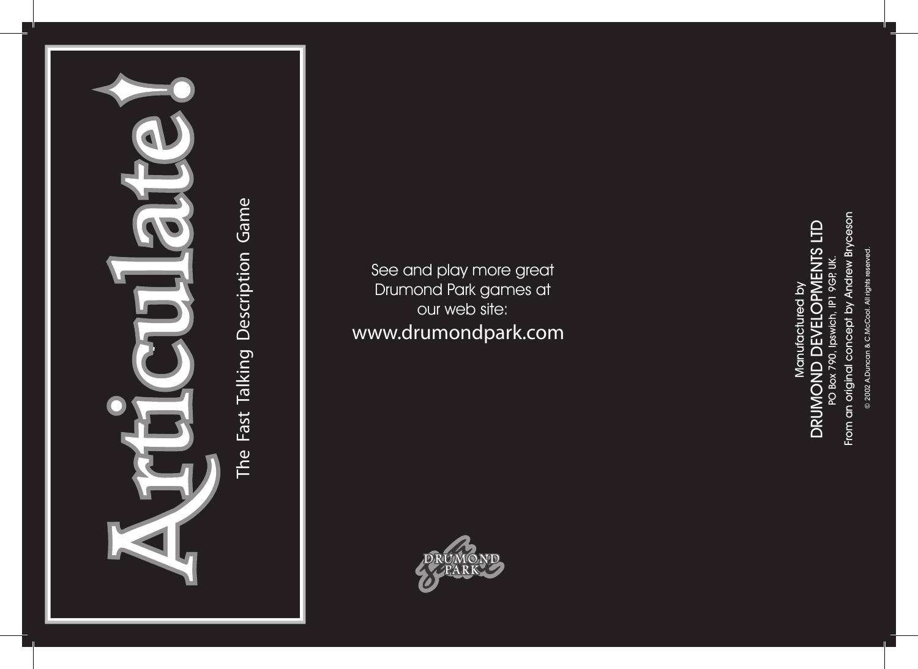# Articulate!

The Fast Talking Description Game

See and play more great Drumond Park games at our web site:

www.drumondpark.com

DRUMOND PARK

Manufactured by

DRUMOND DEVELOPMENTS LTD

PO Box 790, Ipswich, IP1 9GP, UK.

From an original concept by Andrew Bryceson

© 2002 A.Duncan & C.McCool. All rights reserved.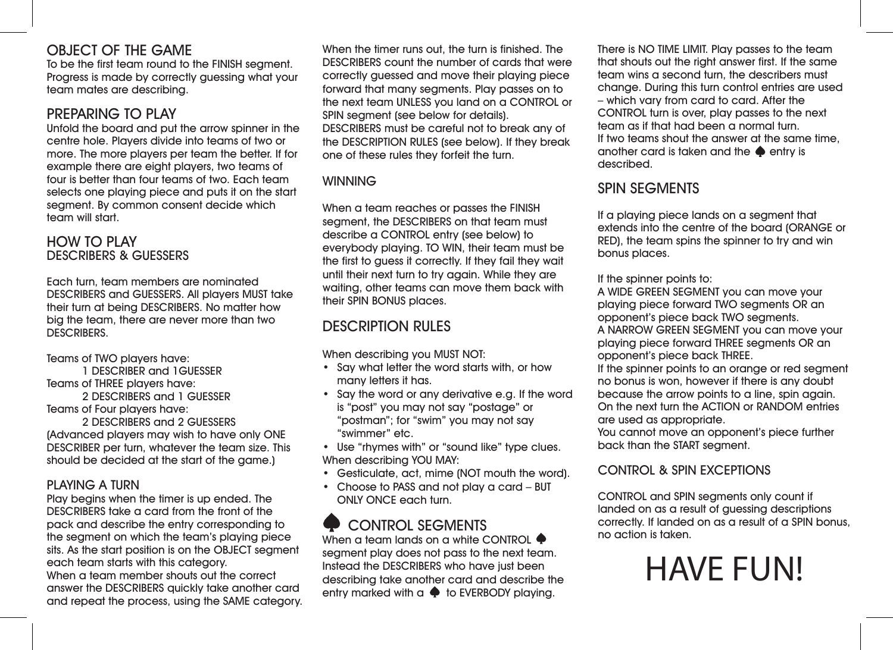## OBJECT OF THE GAME

To be the first team round to the FINISH segment. Progress is made by correctly guessing what your team mates are describing.

## PREPARING TO PLAY

Unfold the board and put the arrow spinner in the centre hole. Players divide into teams of two or more. The more players per team the better. If for example there are eight players, two teams of four is better than four teams of two. Each team selects one playing piece and puts it on the start segment. By common consent decide which team will start.

## HOW TO PLAY

### DESCRIBERS & GUESSERS

Each turn, team members are nominated DESCRIBERS and GUESSERS. All players MUST take their turn at being DESCRIBERS. No matter how big the team, there are never more than two DESCRIBERS.

Teams of TWO players have:
 1 DESCRIBER and 1GUESSER
Teams of THREE players have:
 2 DESCRIBERS and 1 GUESSER
Teams of Four players have:
 2 DESCRIBERS and 2 GUESSERS
(Advanced players may wish to have only ONE DESCRIBER per turn, whatever the team size. This should be decided at the start of the game.)

### PLAYING A TURN

Play begins when the timer is up ended. The DESCRIBERS take a card from the front of the pack and describe the entry corresponding to the segment on which the team's playing piece sits. As the start position is on the OBJECT segment each team starts with this category.
When a team member shouts out the correct answer the DESCRIBERS quickly take another card and repeat the process, using the SAME category.

When the timer runs out, the turn is finished. The DESCRIBERS count the number of cards that were correctly guessed and move their playing piece forward that many segments. Play passes on to the next team UNLESS you land on a CONTROL or SPIN segment (see below for details).
DESCRIBERS must be careful not to break any of the DESCRIPTION RULES (see below). If they break one of these rules they forfeit the turn.

### WINNING

When a team reaches or passes the FINISH segment, the DESCRIBERS on that team must describe a CONTROL entry (see below) to everybody playing. TO WIN, their team must be the first to guess it correctly. If they fail they wait until their next turn to try again. While they are waiting, other teams can move them back with their SPIN BONUS places.

## DESCRIPTION RULES

When describing you MUST NOT:

- Say what letter the word starts with, or how many letters it has.
- Say the word or any derivative e.g. If the word is "post" you may not say "postage" or "postman"; for "swim" you may not say "swimmer" etc.
- Use "rhymes with" or "sound like" type clues.

When describing YOU MAY:

- Gesticulate, act, mime (NOT mouth the word).
- Choose to PASS and not play a card – BUT ONLY ONCE each turn.

## ♠ CONTROL SEGMENTS

When a team lands on a white CONTROL ♠ segment play does not pass to the next team. Instead the DESCRIBERS who have just been describing take another card and describe the entry marked with a ♠ to EVERBODY playing.

There is NO TIME LIMIT. Play passes to the team that shouts out the right answer first. If the same team wins a second turn, the describers must change. During this turn control entries are used – which vary from card to card. After the CONTROL turn is over, play passes to the next team as if that had been a normal turn.
If two teams shout the answer at the same time, another card is taken and the ♠ entry is described.

## SPIN SEGMENTS

If a playing piece lands on a segment that extends into the centre of the board (ORANGE or RED), the team spins the spinner to try and win bonus places.

If the spinner points to:
A WIDE GREEN SEGMENT you can move your playing piece forward TWO segments OR an opponent's piece back TWO segments.
A NARROW GREEN SEGMENT you can move your playing piece forward THREE segments OR an opponent's piece back THREE.
If the spinner points to an orange or red segment no bonus is won, however if there is any doubt because the arrow points to a line, spin again.
On the next turn the ACTION or RANDOM entries are used as appropriate.
You cannot move an opponent's piece further back than the START segment.

### CONTROL & SPIN EXCEPTIONS

CONTROL and SPIN segments only count if landed on as a result of guessing descriptions correctly. If landed on as a result of a SPIN bonus, no action is taken.

# HAVE FUN!